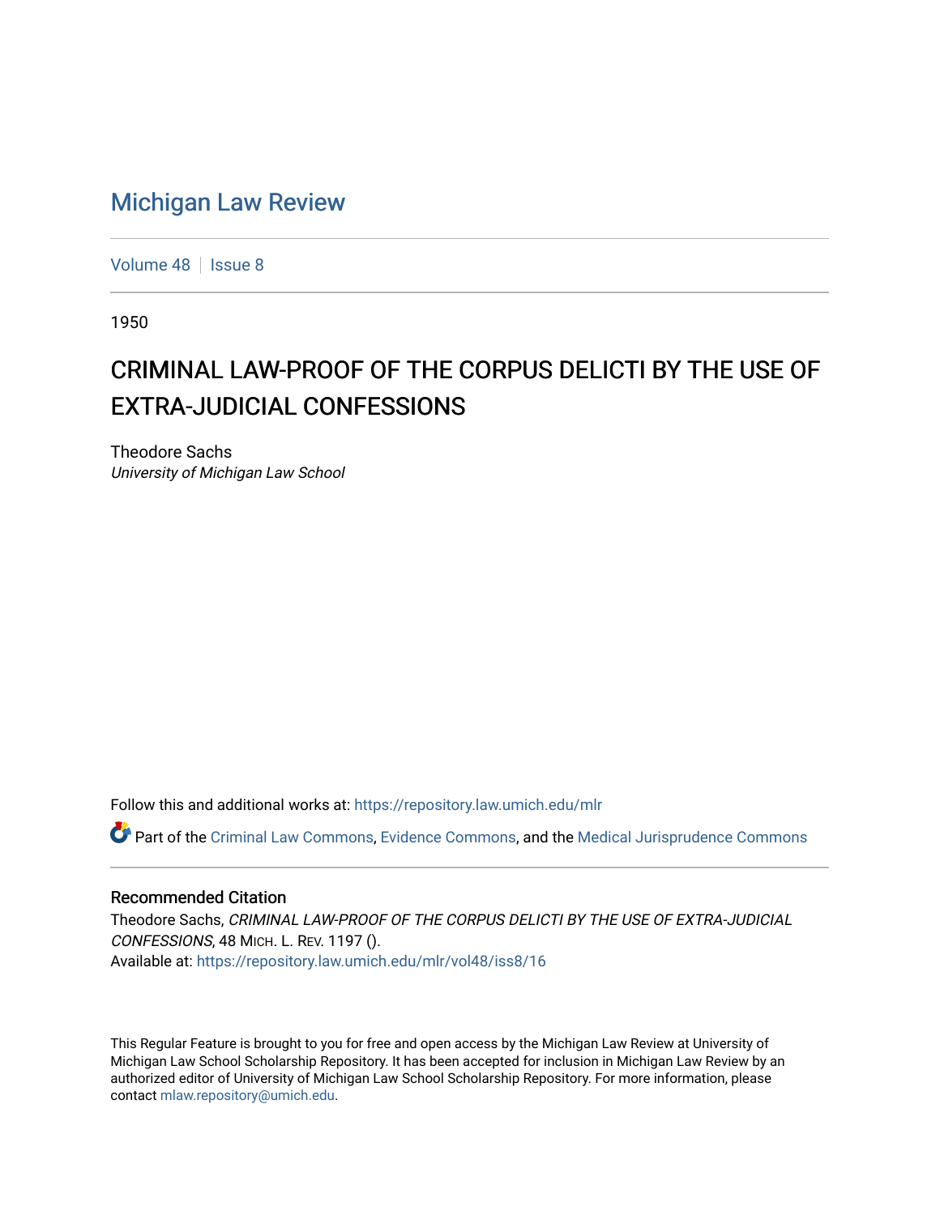# Michigan Law Review

Volume 48 | Issue 8

1950

## CRIMINAL LAW-PROOF OF THE CORPUS DELICTI BY THE USE OF EXTRA-JUDICIAL CONFESSIONS

Theodore Sachs
*University of Michigan Law School*

Follow this and additional works at: https://repository.law.umich.edu/mlr

Part of the Criminal Law Commons, Evidence Commons, and the Medical Jurisprudence Commons

### Recommended Citation

Theodore Sachs, *CRIMINAL LAW-PROOF OF THE CORPUS DELICTI BY THE USE OF EXTRA-JUDICIAL CONFESSIONS*, 48 MICH. L. REV. 1197 ().
Available at: https://repository.law.umich.edu/mlr/vol48/iss8/16

This Regular Feature is brought to you for free and open access by the Michigan Law Review at University of Michigan Law School Scholarship Repository. It has been accepted for inclusion in Michigan Law Review by an authorized editor of University of Michigan Law School Scholarship Repository. For more information, please contact mlaw.repository@umich.edu.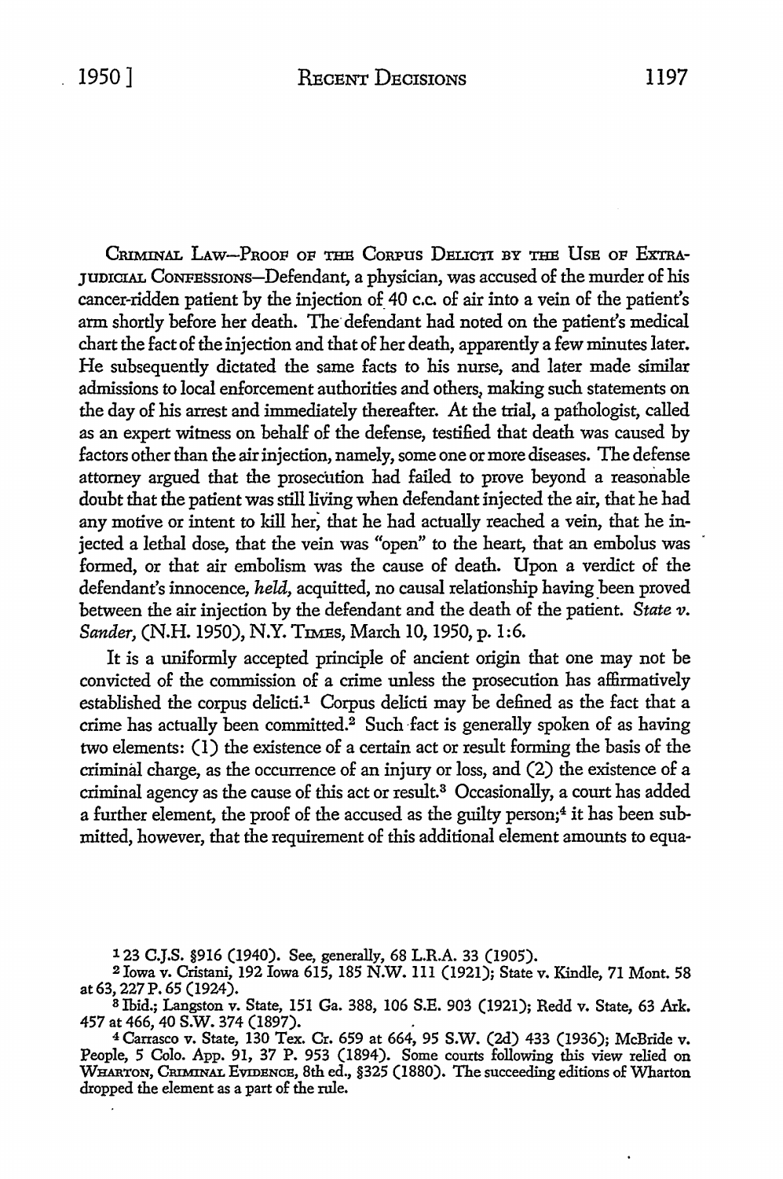CRIMINAL LAW—PROOF OF THE CORPUS DELICTI BY THE USE OF EXTRA-JUDICIAL CONFESSIONS—Defendant, a physician, was accused of the murder of his cancer-ridden patient by the injection of 40 c.c. of air into a vein of the patient's arm shortly before her death. The defendant had noted on the patient's medical chart the fact of the injection and that of her death, apparently a few minutes later. He subsequently dictated the same facts to his nurse, and later made similar admissions to local enforcement authorities and others, making such statements on the day of his arrest and immediately thereafter. At the trial, a pathologist, called as an expert witness on behalf of the defense, testified that death was caused by factors other than the air injection, namely, some one or more diseases. The defense attorney argued that the prosecution had failed to prove beyond a reasonable doubt that the patient was still living when defendant injected the air, that he had any motive or intent to kill her, that he had actually reached a vein, that he injected a lethal dose, that the vein was "open" to the heart, that an embolus was formed, or that air embolism was the cause of death. Upon a verdict of the defendant's innocence, *held*, acquitted, no causal relationship having been proved between the air injection by the defendant and the death of the patient. *State v. Sander*, (N.H. 1950), N.Y. TIMES, March 10, 1950, p. 1:6.

It is a uniformly accepted principle of ancient origin that one may not be convicted of the commission of a crime unless the prosecution has affirmatively established the corpus delicti.[1] Corpus delicti may be defined as the fact that a crime has actually been committed.[2] Such fact is generally spoken of as having two elements: (1) the existence of a certain act or result forming the basis of the criminal charge, as the occurrence of an injury or loss, and (2) the existence of a criminal agency as the cause of this act or result.[3] Occasionally, a court has added a further element, the proof of the accused as the guilty person;[4] it has been submitted, however, that the requirement of this additional element amounts to equa-

---

[1] 23 C.J.S. §916 (1940). See, generally, 68 L.R.A. 33 (1905).

[2] Iowa v. Cristani, 192 Iowa 615, 185 N.W. 111 (1921); State v. Kindle, 71 Mont. 58 at 63, 227 P. 65 (1924).

[3] Ibid.; Langston v. State, 151 Ga. 388, 106 S.E. 903 (1921); Redd v. State, 63 Ark. 457 at 466, 40 S.W. 374 (1897).

[4] Carrasco v. State, 130 Tex. Cr. 659 at 664, 95 S.W. (2d) 433 (1936); McBride v. People, 5 Colo. App. 91, 37 P. 953 (1894). Some courts following this view relied on WHARTON, CRIMINAL EVIDENCE, 8th ed., §325 (1880). The succeeding editions of Wharton dropped the element as a part of the rule.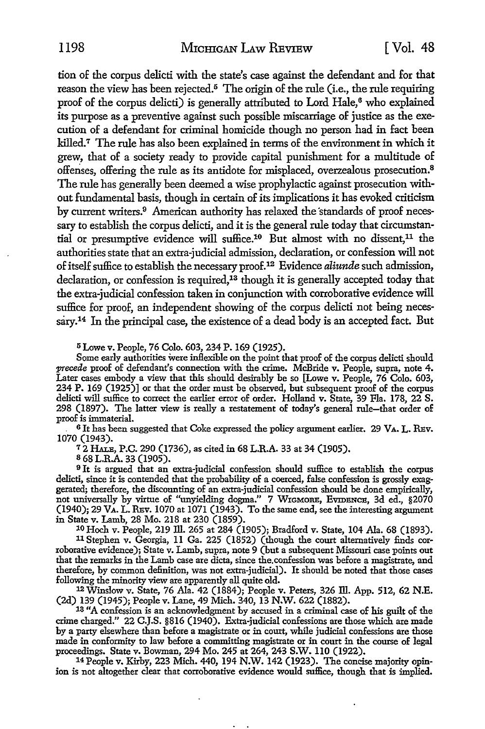tion of the corpus delicti with the state's case against the defendant and for that reason the view has been rejected.[5] The origin of the rule (i.e., the rule requiring proof of the corpus delicti) is generally attributed to Lord Hale,[6] who explained its purpose as a preventive against such possible miscarriage of justice as the execution of a defendant for criminal homicide though no person had in fact been killed.[7] The rule has also been explained in terms of the environment in which it grew, that of a society ready to provide capital punishment for a multitude of offenses, offering the rule as its antidote for misplaced, overzealous prosecution.[8] The rule has generally been deemed a wise prophylactic against prosecution without fundamental basis, though in certain of its implications it has evoked criticism by current writers.[9] American authority has relaxed the standards of proof necessary to establish the corpus delicti, and it is the general rule today that circumstantial or presumptive evidence will suffice.[10] But almost with no dissent,[11] the authorities state that an extra-judicial admission, declaration, or confession will not of itself suffice to establish the necessary proof.[12] Evidence *aliunde* such admission, declaration, or confession is required,[13] though it is generally accepted today that the extra-judicial confession taken in conjunction with corroborative evidence will suffice for proof, an independent showing of the corpus delicti not being necessary.[14] In the principal case, the existence of a dead body is an accepted fact. But

[5] Lowe v. People, 76 Colo. 603, 234 P. 169 (1925).

Some early authorities were inflexible on the point that proof of the corpus delicti should *precede* proof of defendant's connection with the crime. McBride v. People, supra, note 4. Later cases embody a view that this should desirably be so [Lowe v. People, 76 Colo. 603, 234 P. 169 (1925)] or that the order must be observed, but subsequent proof of the corpus delicti will suffice to correct the earlier error of order. Holland v. State, 39 Fla. 178, 22 S. 298 (1897). The latter view is really a restatement of today's general rule—that order of proof is immaterial.

[6] It has been suggested that Coke expressed the policy argument earlier. 29 VA. L. REV. 1070 (1943).

[7] 2 HALE, P.C. 290 (1736), as cited in 68 L.R.A. 33 at 34 (1905).

[8] 68 L.R.A. 33 (1905).

[9] It is argued that an extra-judicial confession should suffice to establish the corpus delicti, since it is contended that the probability of a coerced, false confession is grossly exaggerated; therefore, the discounting of an extra-judicial confession should be done empirically, not universally by virtue of "unyielding dogma." 7 WIGMORE, EVIDENCE, 3d ed., §2070 (1940); 29 VA. L. REV. 1070 at 1071 (1943). To the same end, see the interesting argument in State v. Lamb, 28 Mo. 218 at 230 (1859).

[10] Hoch v. People, 219 Ill. 265 at 284 (1905); Bradford v. State, 104 Ala. 68 (1893).

[11] Stephen v. Georgia, 11 Ga. 225 (1852) (though the court alternatively finds corroborative evidence); State v. Lamb, supra, note 9 (but a subsequent Missouri case points out that the remarks in the Lamb case are dicta, since the confession was before a magistrate, and therefore, by common definition, was not extra-judicial). It should be noted that those cases following the minority view are apparently all quite old.

[12] Winslow v. State, 76 Ala. 42 (1884); People v. Peters, 326 Ill. App. 512, 62 N.E. (2d) 139 (1945); People v. Lane, 49 Mich. 340, 13 N.W. 622 (1882).

[13] "A confession is an acknowledgment by accused in a criminal case of his guilt of the crime charged." 22 C.J.S. §816 (1940). Extra-judicial confessions are those which are made by a party elsewhere than before a magistrate or in court, while judicial confessions are those made in conformity to law before a committing magistrate or in court in the course of legal proceedings. State v. Bowman, 294 Mo. 245 at 264, 243 S.W. 110 (1922).

[14] People v. Kirby, 223 Mich. 440, 194 N.W. 142 (1923). The concise majority opinion is not altogether clear that corroborative evidence would suffice, though that is implied.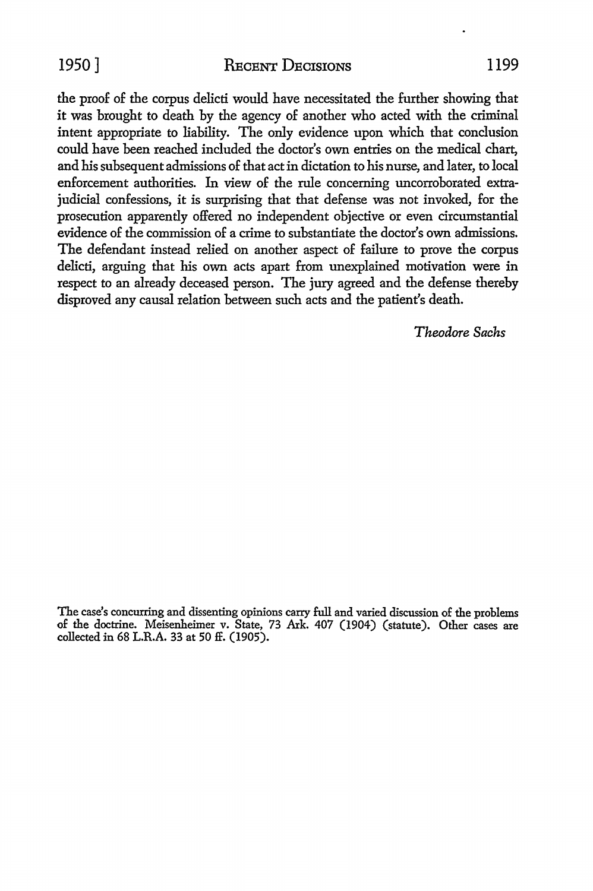the proof of the corpus delicti would have necessitated the further showing that it was brought to death by the agency of another who acted with the criminal intent appropriate to liability. The only evidence upon which that conclusion could have been reached included the doctor's own entries on the medical chart, and his subsequent admissions of that act in dictation to his nurse, and later, to local enforcement authorities. In view of the rule concerning uncorroborated extrajudicial confessions, it is surprising that that defense was not invoked, for the prosecution apparently offered no independent objective or even circumstantial evidence of the commission of a crime to substantiate the doctor's own admissions. The defendant instead relied on another aspect of failure to prove the corpus delicti, arguing that his own acts apart from unexplained motivation were in respect to an already deceased person. The jury agreed and the defense thereby disproved any causal relation between such acts and the patient's death.

*Theodore Sachs*

The case's concurring and dissenting opinions carry full and varied discussion of the problems of the doctrine. Meisenheimer v. State, 73 Ark. 407 (1904) (statute). Other cases are collected in 68 L.R.A. 33 at 50 ff. (1905).